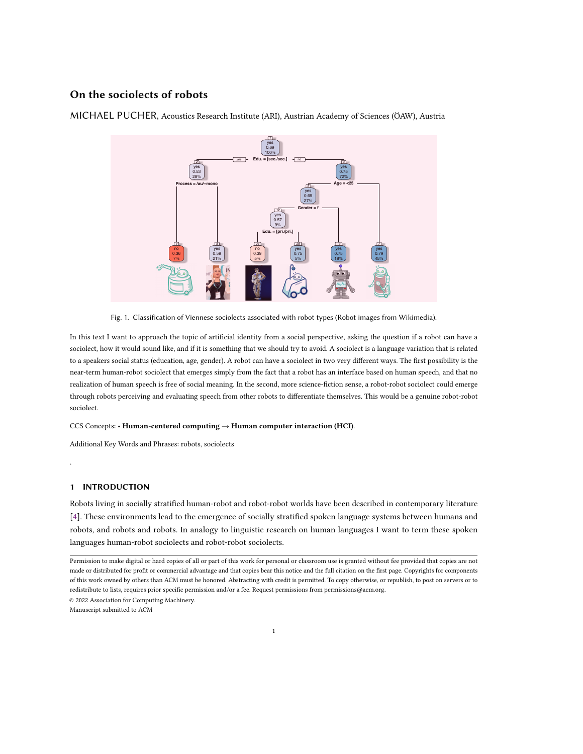# On the sociolects of robots

MICHAEL PUCHER, Acoustics Research Institute (ARI), Austrian Academy of Sciences (ÖAW), Austria

Fig. 1. Classification of Viennese sociolects associated with robot types (Robot images from Wikimedia).

In this text I want to approach the topic of artificial identity from a social perspective, asking the question if a robot can have a sociolect, how it would sound like, and if it is something that we should try to avoid. A sociolect is a language variation that is related to a speakers social status (education, age, gender). A robot can have a sociolect in two very different ways. The first possibility is the near-term human-robot sociolect that emerges simply from the fact that a robot has an interface based on human speech, and that no realization of human speech is free of social meaning. In the second, more science-fiction sense, a robot-robot sociolect could emerge through robots perceiving and evaluating speech from other robots to differentiate themselves. This would be a genuine robot-robot sociolect.

CCS Concepts: • **Human-centered computing** → **Human computer interaction (HCI)**.

Additional Key Words and Phrases: robots, sociolects

## 1 INTRODUCTION

Robots living in socially stratified human-robot and robot-robot worlds have been described in contemporary literature [4]. These environments lead to the emergence of socially stratified spoken language systems between humans and robots, and robots and robots. In analogy to linguistic research on human languages I want to term these spoken languages human-robot sociolects and robot-robot sociolects.

Permission to make digital or hard copies of all or part of this work for personal or classroom use is granted without fee provided that copies are not made or distributed for profit or commercial advantage and that copies bear this notice and the full citation on the first page. Copyrights for components of this work owned by others than ACM must be honored. Abstracting with credit is permitted. To copy otherwise, or republish, to post on servers or to redistribute to lists, requires prior specific permission and/or a fee. Request permissions from permissions@acm.org.

© 2022 Association for Computing Machinery.

Manuscript submitted to ACM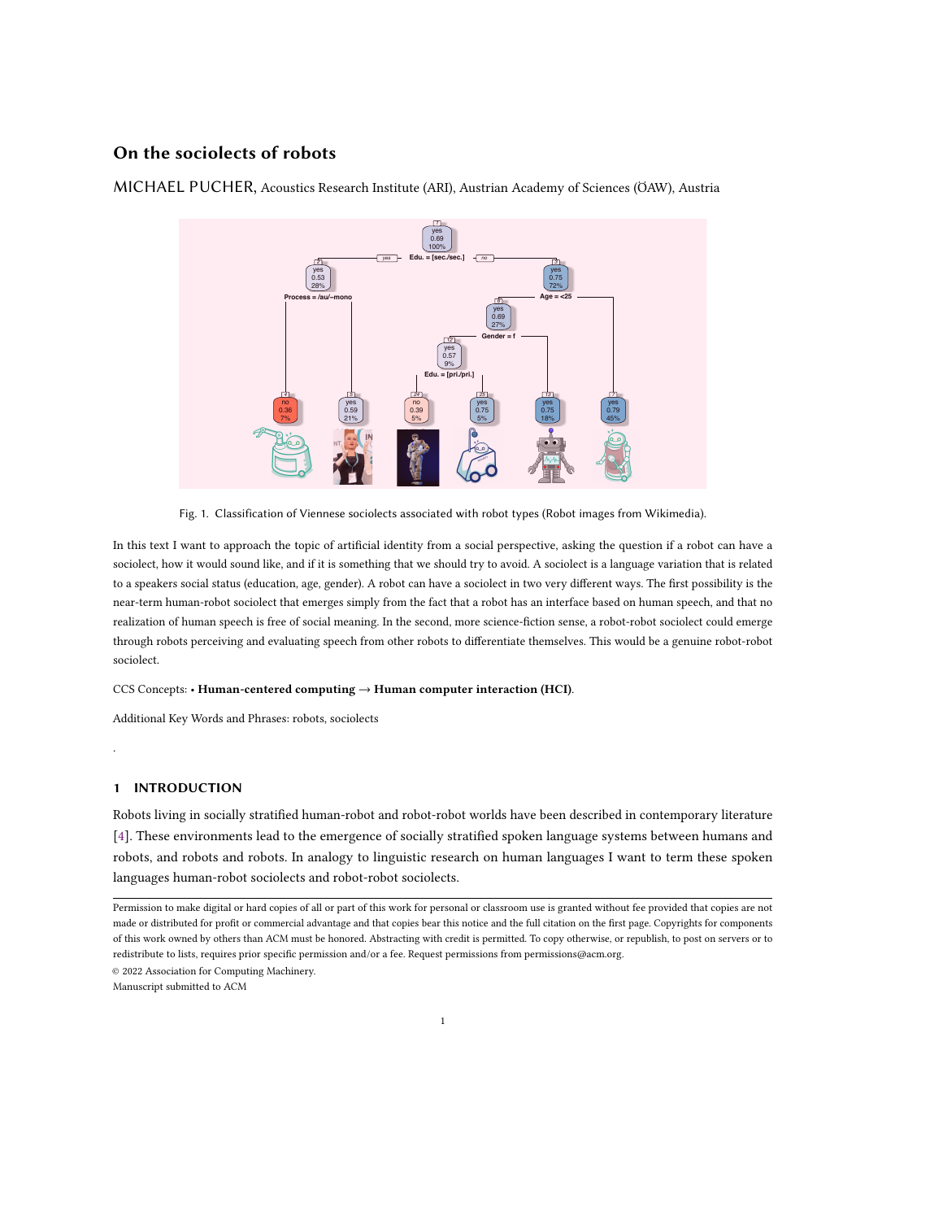# On the sociolects of robots

MICHAEL PUCHER, Acoustics Research Institute (ARI), Austrian Academy of Sciences (ÖAW), Austria

Fig. 1. Classification of Viennese sociolects associated with robot types (Robot images from Wikimedia).

In this text I want to approach the topic of artificial identity from a social perspective, asking the question if a robot can have a sociolect, how it would sound like, and if it is something that we should try to avoid. A sociolect is a language variation that is related to a speakers social status (education, age, gender). A robot can have a sociolect in two very different ways. The first possibility is the near-term human-robot sociolect that emerges simply from the fact that a robot has an interface based on human speech, and that no realization of human speech is free of social meaning. In the second, more science-fiction sense, a robot-robot sociolect could emerge through robots perceiving and evaluating speech from other robots to differentiate themselves. This would be a genuine robot-robot sociolect.

CCS Concepts: • **Human-centered computing** → **Human computer interaction (HCI)**.

Additional Key Words and Phrases: robots, sociolects

.

## 1 INTRODUCTION

Robots living in socially stratified human-robot and robot-robot worlds have been described in contemporary literature [4]. These environments lead to the emergence of socially stratified spoken language systems between humans and robots, and robots and robots. In analogy to linguistic research on human languages I want to term these spoken languages human-robot sociolects and robot-robot sociolects.

---

Permission to make digital or hard copies of all or part of this work for personal or classroom use is granted without fee provided that copies are not made or distributed for profit or commercial advantage and that copies bear this notice and the full citation on the first page. Copyrights for components of this work owned by others than ACM must be honored. Abstracting with credit is permitted. To copy otherwise, or republish, to post on servers or to redistribute to lists, requires prior specific permission and/or a fee. Request permissions from permissions@acm.org.

© 2022 Association for Computing Machinery.

Manuscript submitted to ACM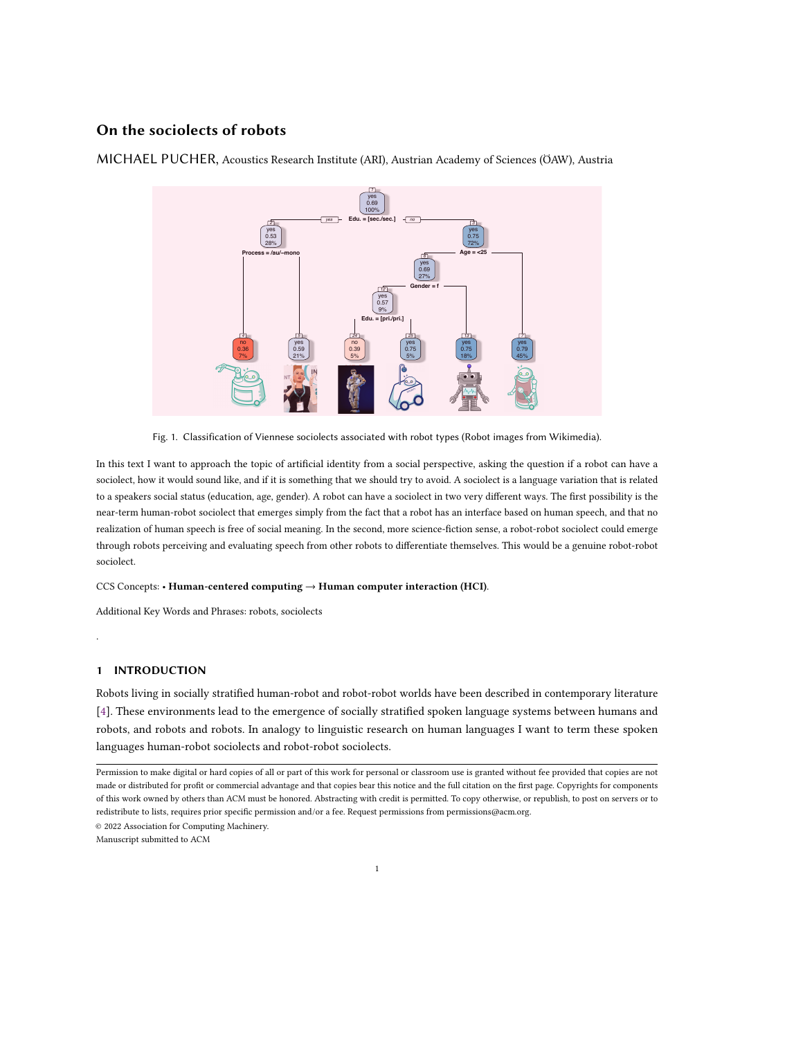# On the sociolects of robots

MICHAEL PUCHER, Acoustics Research Institute (ARI), Austrian Academy of Sciences (ÖAW), Austria

1
yes
0.69
100%
Edu. = [sec./sec.]
yes
no
2
yes
0.53
28%
Process = /au/–mono
3
yes
0.75
72%
Age = <25
6
yes
0.69
27%
Gender = f
12
yes
0.57
9%
Edu. = [pri./pri.]
4
no
0.36
7%
5
yes
0.59
21%
24
no
0.39
5%
25
yes
0.75
5%
13
yes
0.75
18%
7
yes
0.79
45%

Fig. 1. Classification of Viennese sociolects associated with robot types (Robot images from Wikimedia).

In this text I want to approach the topic of artificial identity from a social perspective, asking the question if a robot can have a sociolect, how it would sound like, and if it is something that we should try to avoid. A sociolect is a language variation that is related to a speakers social status (education, age, gender). A robot can have a sociolect in two very different ways. The first possibility is the near-term human-robot sociolect that emerges simply from the fact that a robot has an interface based on human speech, and that no realization of human speech is free of social meaning. In the second, more science-fiction sense, a robot-robot sociolect could emerge through robots perceiving and evaluating speech from other robots to differentiate themselves. This would be a genuine robot-robot sociolect.

CCS Concepts: • **Human-centered computing** → **Human computer interaction (HCI)**.

Additional Key Words and Phrases: robots, sociolects

## 1 INTRODUCTION

Robots living in socially stratified human-robot and robot-robot worlds have been described in contemporary literature [4]. These environments lead to the emergence of socially stratified spoken language systems between humans and robots, and robots and robots. In analogy to linguistic research on human languages I want to term these spoken languages human-robot sociolects and robot-robot sociolects.

Permission to make digital or hard copies of all or part of this work for personal or classroom use is granted without fee provided that copies are not made or distributed for profit or commercial advantage and that copies bear this notice and the full citation on the first page. Copyrights for components of this work owned by others than ACM must be honored. Abstracting with credit is permitted. To copy otherwise, or republish, to post on servers or to redistribute to lists, requires prior specific permission and/or a fee. Request permissions from permissions@acm.org.

© 2022 Association for Computing Machinery.